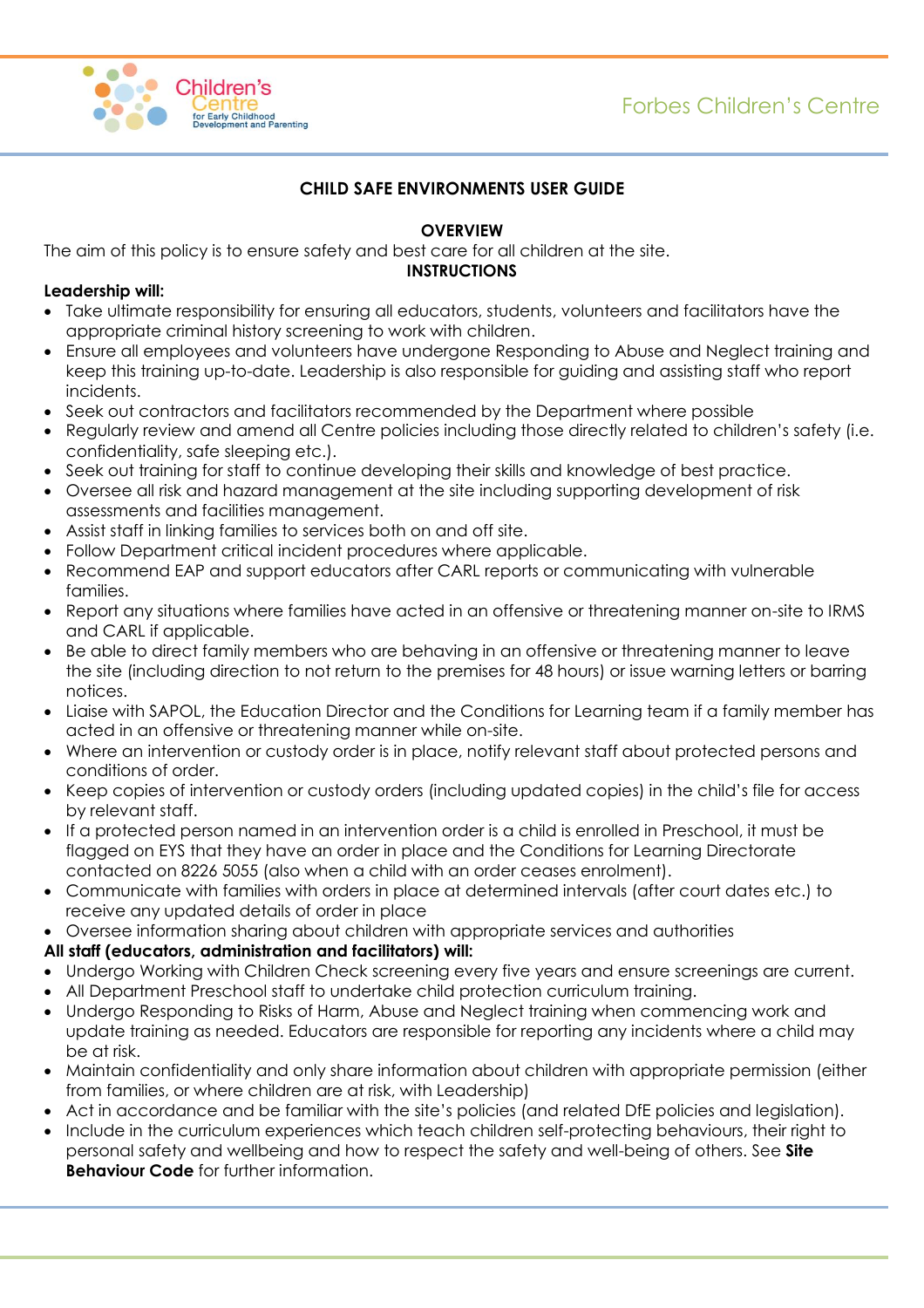# CHILD SAFE ENVIRONMENTS USER GUIDE

## OVERVIEW

The aim of this policy is to ensure safety and best care for all children at the site.

## INSTRUCTIONS

**Leadership will:**

- Take ultimate responsibility for ensuring all educators, students, volunteers and facilitators have the appropriate criminal history screening to work with children.
- Ensure all employees and volunteers have undergone Responding to Abuse and Neglect training and keep this training up-to-date. Leadership is also responsible for guiding and assisting staff who report incidents.
- Seek out contractors and facilitators recommended by the Department where possible
- Regularly review and amend all Centre policies including those directly related to children's safety (i.e. confidentiality, safe sleeping etc.).
- Seek out training for staff to continue developing their skills and knowledge of best practice.
- Oversee all risk and hazard management at the site including supporting development of risk assessments and facilities management.
- Assist staff in linking families to services both on and off site.
- Follow Department critical incident procedures where applicable.
- Recommend EAP and support educators after CARL reports or communicating with vulnerable families.
- Report any situations where families have acted in an offensive or threatening manner on-site to IRMS and CARL if applicable.
- Be able to direct family members who are behaving in an offensive or threatening manner to leave the site (including direction to not return to the premises for 48 hours) or issue warning letters or barring notices.
- Liaise with SAPOL, the Education Director and the Conditions for Learning team if a family member has acted in an offensive or threatening manner while on-site.
- Where an intervention or custody order is in place, notify relevant staff about protected persons and conditions of order.
- Keep copies of intervention or custody orders (including updated copies) in the child's file for access by relevant staff.
- If a protected person named in an intervention order is a child is enrolled in Preschool, it must be flagged on EYS that they have an order in place and the Conditions for Learning Directorate contacted on 8226 5055 (also when a child with an order ceases enrolment).
- Communicate with families with orders in place at determined intervals (after court dates etc.) to receive any updated details of order in place
- Oversee information sharing about children with appropriate services and authorities

**All staff (educators, administration and facilitators) will:**

- Undergo Working with Children Check screening every five years and ensure screenings are current.
- All Department Preschool staff to undertake child protection curriculum training.
- Undergo Responding to Risks of Harm, Abuse and Neglect training when commencing work and update training as needed. Educators are responsible for reporting any incidents where a child may be at risk.
- Maintain confidentiality and only share information about children with appropriate permission (either from families, or where children are at risk, with Leadership)
- Act in accordance and be familiar with the site's policies (and related DfE policies and legislation).
- Include in the curriculum experiences which teach children self-protecting behaviours, their right to personal safety and wellbeing and how to respect the safety and well-being of others. See **Site Behaviour Code** for further information.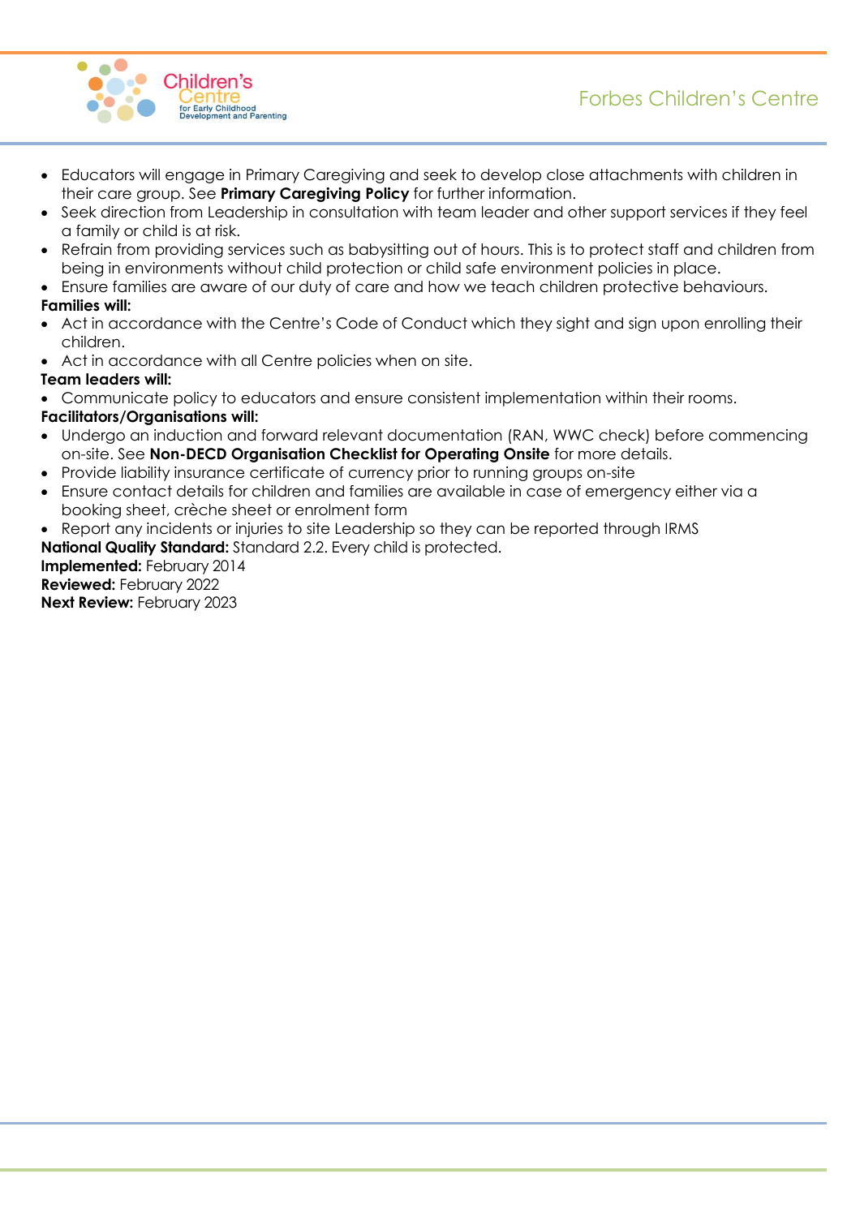- Educators will engage in Primary Caregiving and seek to develop close attachments with children in their care group. See **Primary Caregiving Policy** for further information.
- Seek direction from Leadership in consultation with team leader and other support services if they feel a family or child is at risk.
- Refrain from providing services such as babysitting out of hours. This is to protect staff and children from being in environments without child protection or child safe environment policies in place.
- Ensure families are aware of our duty of care and how we teach children protective behaviours.

**Families will:**

- Act in accordance with the Centre's Code of Conduct which they sight and sign upon enrolling their children.
- Act in accordance with all Centre policies when on site.

**Team leaders will:**

- Communicate policy to educators and ensure consistent implementation within their rooms.

**Facilitators/Organisations will:**

- Undergo an induction and forward relevant documentation (RAN, WWC check) before commencing on-site. See **Non-DECD Organisation Checklist for Operating Onsite** for more details.
- Provide liability insurance certificate of currency prior to running groups on-site
- Ensure contact details for children and families are available in case of emergency either via a booking sheet, crèche sheet or enrolment form
- Report any incidents or injuries to site Leadership so they can be reported through IRMS

**National Quality Standard:** Standard 2.2. Every child is protected.
**Implemented:** February 2014
**Reviewed:** February 2022
**Next Review:** February 2023